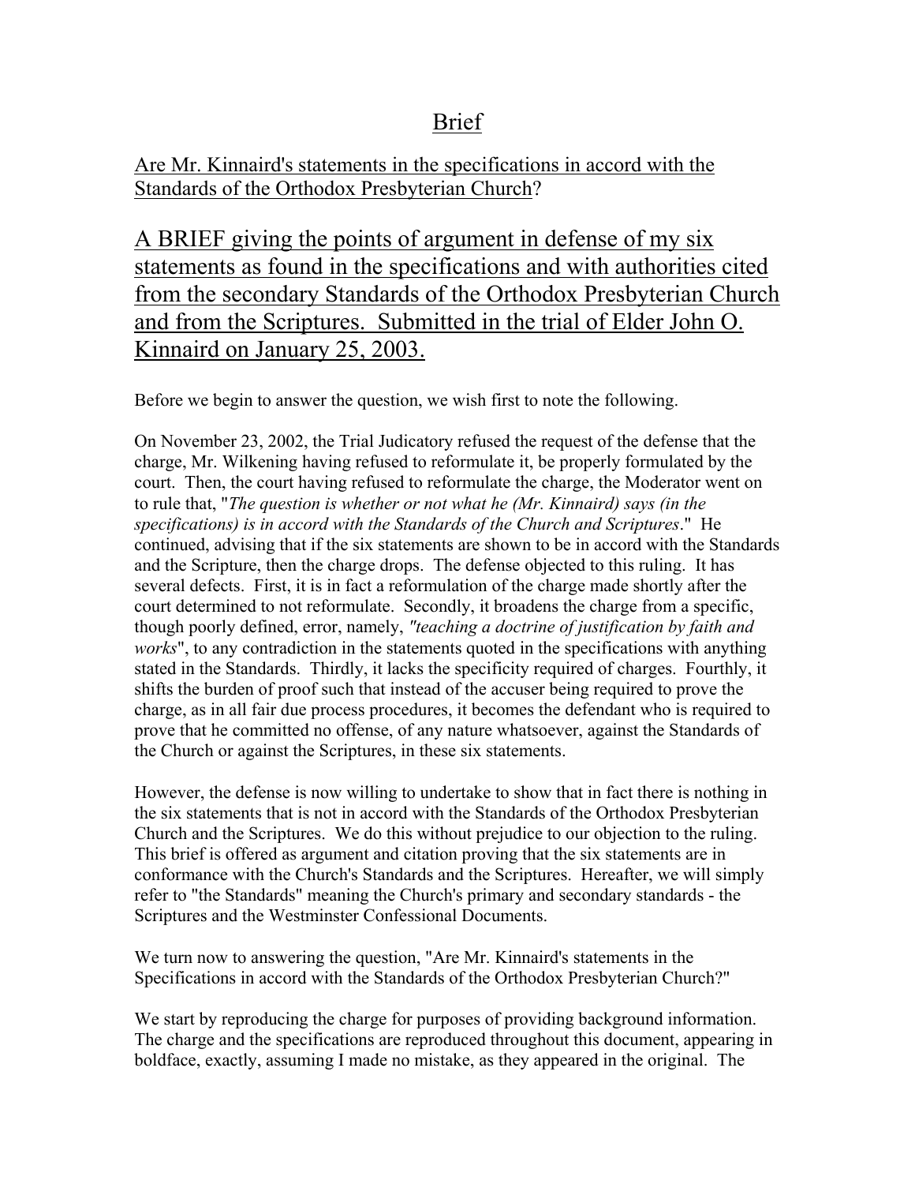# Brief

## Are Mr. Kinnaird's statements in the specifications in accord with the Standards of the Orthodox Presbyterian Church?

## A BRIEF giving the points of argument in defense of my six statements as found in the specifications and with authorities cited from the secondary Standards of the Orthodox Presbyterian Church and from the Scriptures. Submitted in the trial of Elder John O. Kinnaird on January 25, 2003.

Before we begin to answer the question, we wish first to note the following.

On November 23, 2002, the Trial Judicatory refused the request of the defense that the charge, Mr. Wilkening having refused to reformulate it, be properly formulated by the court. Then, the court having refused to reformulate the charge, the Moderator went on to rule that, "*The question is whether or not what he (Mr. Kinnaird) says (in the specifications) is in accord with the Standards of the Church and Scriptures*." He continued, advising that if the six statements are shown to be in accord with the Standards and the Scripture, then the charge drops. The defense objected to this ruling. It has several defects. First, it is in fact a reformulation of the charge made shortly after the court determined to not reformulate. Secondly, it broadens the charge from a specific, though poorly defined, error, namely, *"teaching a doctrine of justification by faith and works*", to any contradiction in the statements quoted in the specifications with anything stated in the Standards. Thirdly, it lacks the specificity required of charges. Fourthly, it shifts the burden of proof such that instead of the accuser being required to prove the charge, as in all fair due process procedures, it becomes the defendant who is required to prove that he committed no offense, of any nature whatsoever, against the Standards of the Church or against the Scriptures, in these six statements.

However, the defense is now willing to undertake to show that in fact there is nothing in the six statements that is not in accord with the Standards of the Orthodox Presbyterian Church and the Scriptures. We do this without prejudice to our objection to the ruling. This brief is offered as argument and citation proving that the six statements are in conformance with the Church's Standards and the Scriptures. Hereafter, we will simply refer to "the Standards" meaning the Church's primary and secondary standards - the Scriptures and the Westminster Confessional Documents.

We turn now to answering the question, "Are Mr. Kinnaird's statements in the Specifications in accord with the Standards of the Orthodox Presbyterian Church?"

We start by reproducing the charge for purposes of providing background information. The charge and the specifications are reproduced throughout this document, appearing in boldface, exactly, assuming I made no mistake, as they appeared in the original. The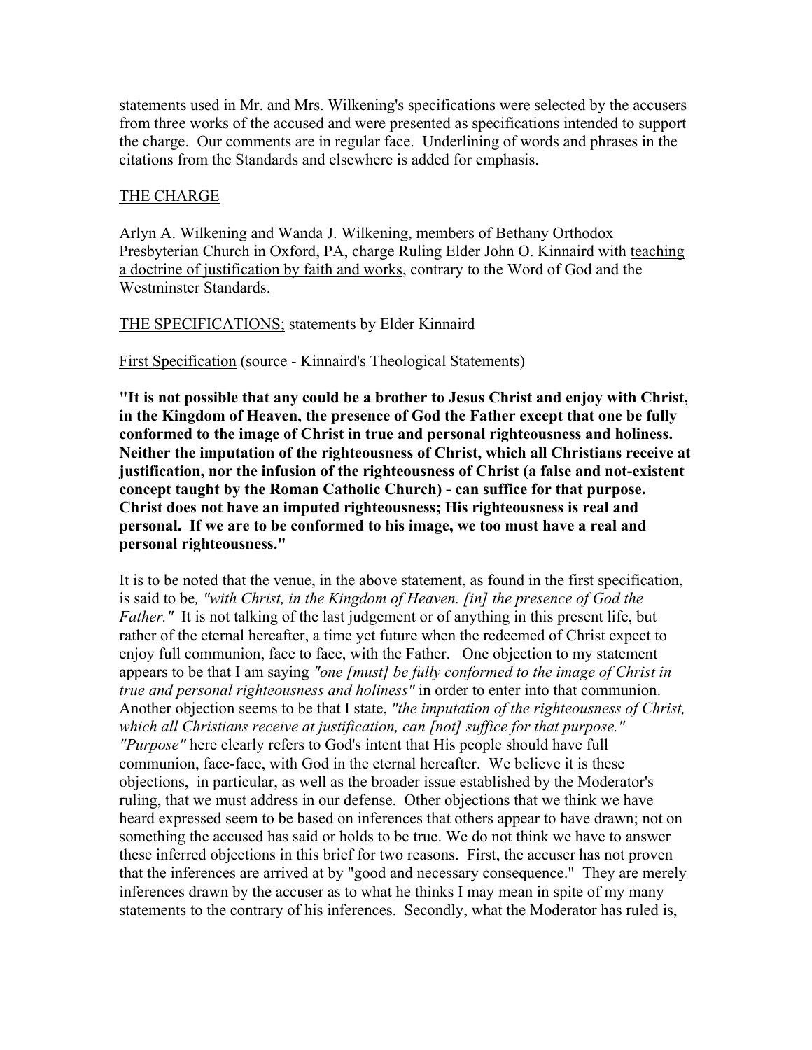statements used in Mr. and Mrs. Wilkening's specifications were selected by the accusers from three works of the accused and were presented as specifications intended to support the charge. Our comments are in regular face. Underlining of words and phrases in the citations from the Standards and elsewhere is added for emphasis.

THE CHARGE

Arlyn A. Wilkening and Wanda J. Wilkening, members of Bethany Orthodox Presbyterian Church in Oxford, PA, charge Ruling Elder John O. Kinnaird with teaching a doctrine of justification by faith and works, contrary to the Word of God and the Westminster Standards.

THE SPECIFICATIONS; statements by Elder Kinnaird

First Specification (source - Kinnaird's Theological Statements)

**"It is not possible that any could be a brother to Jesus Christ and enjoy with Christ, in the Kingdom of Heaven, the presence of God the Father except that one be fully conformed to the image of Christ in true and personal righteousness and holiness. Neither the imputation of the righteousness of Christ, which all Christians receive at justification, nor the infusion of the righteousness of Christ (a false and not-existent concept taught by the Roman Catholic Church) - can suffice for that purpose. Christ does not have an imputed righteousness; His righteousness is real and personal. If we are to be conformed to his image, we too must have a real and personal righteousness."**

It is to be noted that the venue, in the above statement, as found in the first specification, is said to be*, "with Christ, in the Kingdom of Heaven. [in] the presence of God the Father."* It is not talking of the last judgement or of anything in this present life, but rather of the eternal hereafter, a time yet future when the redeemed of Christ expect to enjoy full communion, face to face, with the Father. One objection to my statement appears to be that I am saying *"one [must] be fully conformed to the image of Christ in true and personal righteousness and holiness"* in order to enter into that communion. Another objection seems to be that I state, *"the imputation of the righteousness of Christ, which all Christians receive at justification, can [not] suffice for that purpose." "Purpose"* here clearly refers to God's intent that His people should have full communion, face-face, with God in the eternal hereafter. We believe it is these objections, in particular, as well as the broader issue established by the Moderator's ruling, that we must address in our defense. Other objections that we think we have heard expressed seem to be based on inferences that others appear to have drawn; not on something the accused has said or holds to be true. We do not think we have to answer these inferred objections in this brief for two reasons. First, the accuser has not proven that the inferences are arrived at by "good and necessary consequence." They are merely inferences drawn by the accuser as to what he thinks I may mean in spite of my many statements to the contrary of his inferences. Secondly, what the Moderator has ruled is,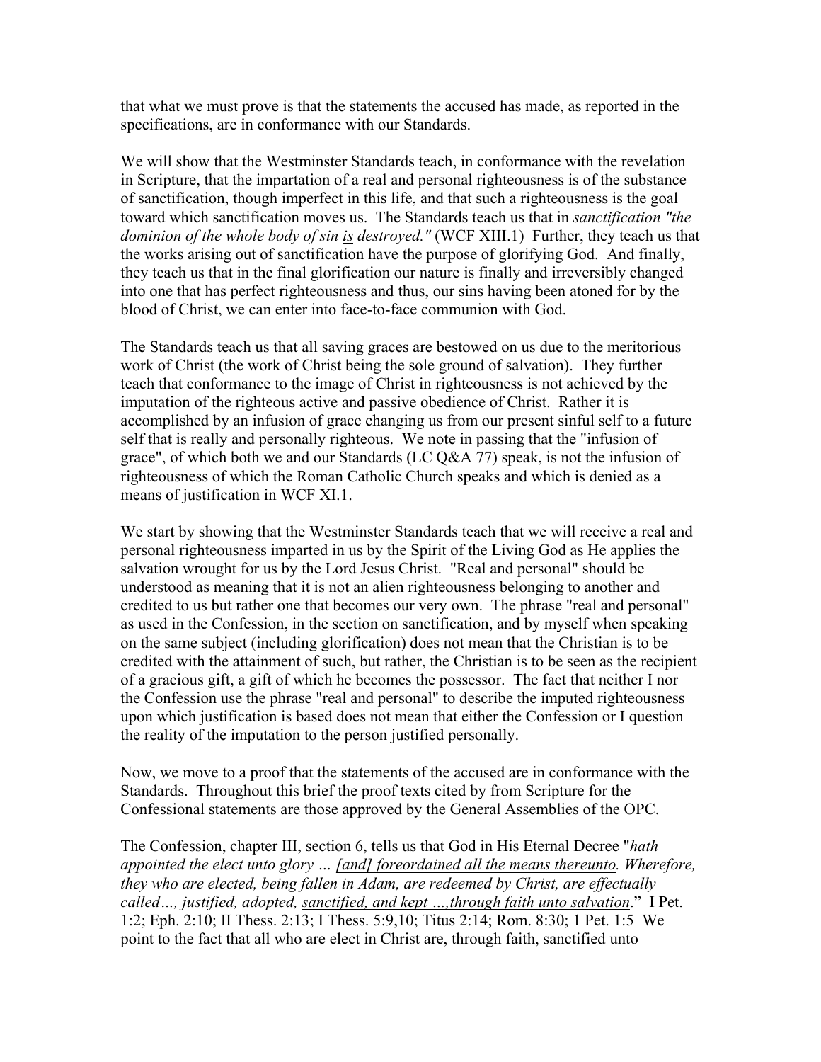that what we must prove is that the statements the accused has made, as reported in the specifications, are in conformance with our Standards.

We will show that the Westminster Standards teach, in conformance with the revelation in Scripture, that the impartation of a real and personal righteousness is of the substance of sanctification, though imperfect in this life, and that such a righteousness is the goal toward which sanctification moves us. The Standards teach us that in *sanctification "the dominion of the whole body of sin <u>is</u> destroyed."* (WCF XIII.1) Further, they teach us that the works arising out of sanctification have the purpose of glorifying God. And finally, they teach us that in the final glorification our nature is finally and irreversibly changed into one that has perfect righteousness and thus, our sins having been atoned for by the blood of Christ, we can enter into face-to-face communion with God.

The Standards teach us that all saving graces are bestowed on us due to the meritorious work of Christ (the work of Christ being the sole ground of salvation). They further teach that conformance to the image of Christ in righteousness is not achieved by the imputation of the righteous active and passive obedience of Christ. Rather it is accomplished by an infusion of grace changing us from our present sinful self to a future self that is really and personally righteous. We note in passing that the "infusion of grace", of which both we and our Standards (LC Q&A 77) speak, is not the infusion of righteousness of which the Roman Catholic Church speaks and which is denied as a means of justification in WCF XI.1.

We start by showing that the Westminster Standards teach that we will receive a real and personal righteousness imparted in us by the Spirit of the Living God as He applies the salvation wrought for us by the Lord Jesus Christ. "Real and personal" should be understood as meaning that it is not an alien righteousness belonging to another and credited to us but rather one that becomes our very own. The phrase "real and personal" as used in the Confession, in the section on sanctification, and by myself when speaking on the same subject (including glorification) does not mean that the Christian is to be credited with the attainment of such, but rather, the Christian is to be seen as the recipient of a gracious gift, a gift of which he becomes the possessor. The fact that neither I nor the Confession use the phrase "real and personal" to describe the imputed righteousness upon which justification is based does not mean that either the Confession or I question the reality of the imputation to the person justified personally.

Now, we move to a proof that the statements of the accused are in conformance with the Standards. Throughout this brief the proof texts cited by from Scripture for the Confessional statements are those approved by the General Assemblies of the OPC.

The Confession, chapter III, section 6, tells us that God in His Eternal Decree "*hath appointed the elect unto glory … <u>[and] foreordained all the means thereunto</u>. Wherefore, they who are elected, being fallen in Adam, are redeemed by Christ, are effectually called…, justified, adopted, <u>sanctified, and kept …,through faith unto salvation</u>.*" I Pet. 1:2; Eph. 2:10; II Thess. 2:13; I Thess. 5:9,10; Titus 2:14; Rom. 8:30; 1 Pet. 1:5 We point to the fact that all who are elect in Christ are, through faith, sanctified unto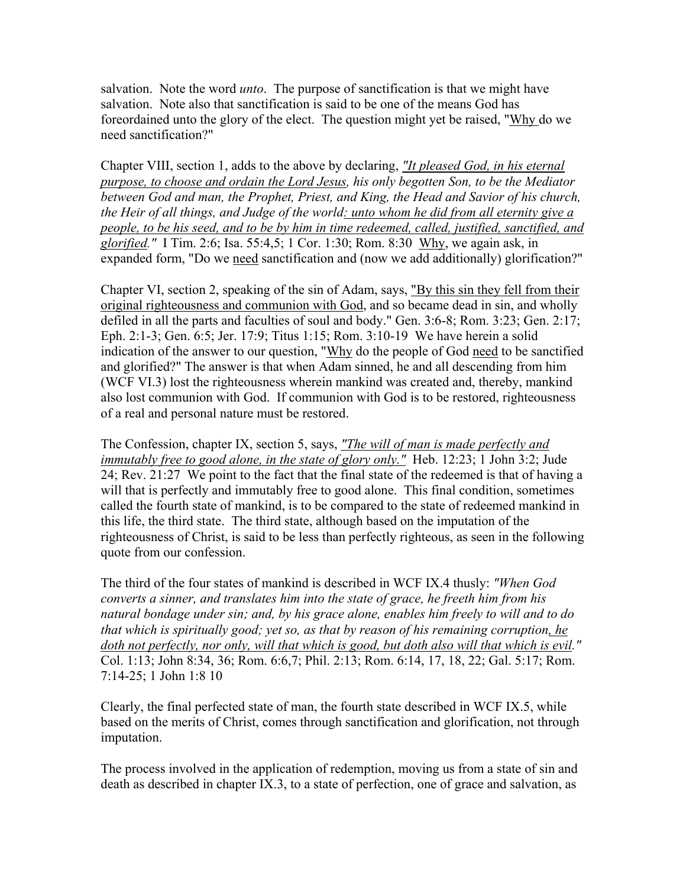salvation. Note the word *unto*. The purpose of sanctification is that we might have salvation. Note also that sanctification is said to be one of the means God has foreordained unto the glory of the elect. The question might yet be raised, "<u>Why</u> do we need sanctification?"

Chapter VIII, section 1, adds to the above by declaring, <u>*"It pleased God, in his eternal purpose, to choose and ordain the Lord Jesus,*</u> *his only begotten Son, to be the Mediator between God and man, the Prophet, Priest, and King, the Head and Savior of his church, the Heir of all things, and Judge of the world<u>: unto whom he did from all eternity give a people, to be his seed, and to be by him in time redeemed, called, justified, sanctified, and glorified</u>."* I Tim. 2:6; Isa. 55:4,5; 1 Cor. 1:30; Rom. 8:30 <u>Why</u>, we again ask, in expanded form, "Do we <u>need</u> sanctification and (now we add additionally) glorification?"

Chapter VI, section 2, speaking of the sin of Adam, says, "<u>By this sin they fell from their original righteousness and communion with God</u>, and so became dead in sin, and wholly defiled in all the parts and faculties of soul and body." Gen. 3:6-8; Rom. 3:23; Gen. 2:17; Eph. 2:1-3; Gen. 6:5; Jer. 17:9; Titus 1:15; Rom. 3:10-19 We have herein a solid indication of the answer to our question, "<u>Why</u> do the people of God <u>need</u> to be sanctified and glorified?" The answer is that when Adam sinned, he and all descending from him (WCF VI.3) lost the righteousness wherein mankind was created and, thereby, mankind also lost communion with God. If communion with God is to be restored, righteousness of a real and personal nature must be restored.

The Confession, chapter IX, section 5, says, <u>*"The will of man is made perfectly and immutably free to good alone, in the state of glory only."*</u> Heb. 12:23; 1 John 3:2; Jude 24; Rev. 21:27 We point to the fact that the final state of the redeemed is that of having a will that is perfectly and immutably free to good alone. This final condition, sometimes called the fourth state of mankind, is to be compared to the state of redeemed mankind in this life, the third state. The third state, although based on the imputation of the righteousness of Christ, is said to be less than perfectly righteous, as seen in the following quote from our confession.

The third of the four states of mankind is described in WCF IX.4 thusly: *"When God converts a sinner, and translates him into the state of grace, he freeth him from his natural bondage under sin; and, by his grace alone, enables him freely to will and to do that which is spiritually good; yet so, as that by reason of his remaining corruption<u>, he doth not perfectly, nor only, will that which is good, but doth also will that which is evil</u>."* Col. 1:13; John 8:34, 36; Rom. 6:6,7; Phil. 2:13; Rom. 6:14, 17, 18, 22; Gal. 5:17; Rom. 7:14-25; 1 John 1:8 10

Clearly, the final perfected state of man, the fourth state described in WCF IX.5, while based on the merits of Christ, comes through sanctification and glorification, not through imputation.

The process involved in the application of redemption, moving us from a state of sin and death as described in chapter IX.3, to a state of perfection, one of grace and salvation, as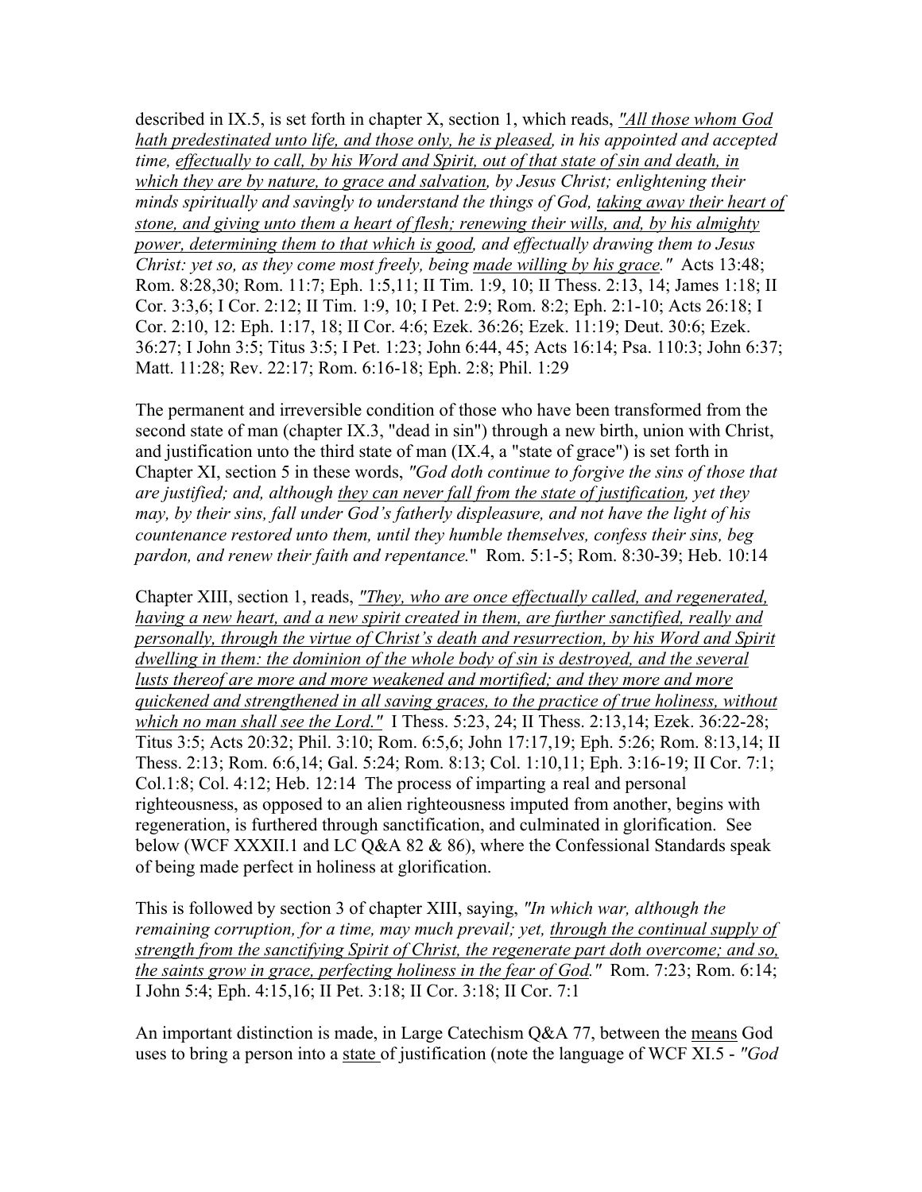described in IX.5, is set forth in chapter X, section 1, which reads, *"All those whom God hath predestinated unto life, and those only, he is pleased, in his appointed and accepted time, effectually to call, by his Word and Spirit, out of that state of sin and death, in which they are by nature, to grace and salvation, by Jesus Christ; enlightening their minds spiritually and savingly to understand the things of God, taking away their heart of stone, and giving unto them a heart of flesh; renewing their wills, and, by his almighty power, determining them to that which is good, and effectually drawing them to Jesus Christ: yet so, as they come most freely, being made willing by his grace."* Acts 13:48; Rom. 8:28,30; Rom. 11:7; Eph. 1:5,11; II Tim. 1:9, 10; II Thess. 2:13, 14; James 1:18; II Cor. 3:3,6; I Cor. 2:12; II Tim. 1:9, 10; I Pet. 2:9; Rom. 8:2; Eph. 2:1-10; Acts 26:18; I Cor. 2:10, 12: Eph. 1:17, 18; II Cor. 4:6; Ezek. 36:26; Ezek. 11:19; Deut. 30:6; Ezek. 36:27; I John 3:5; Titus 3:5; I Pet. 1:23; John 6:44, 45; Acts 16:14; Psa. 110:3; John 6:37; Matt. 11:28; Rev. 22:17; Rom. 6:16-18; Eph. 2:8; Phil. 1:29

The permanent and irreversible condition of those who have been transformed from the second state of man (chapter IX.3, "dead in sin") through a new birth, union with Christ, and justification unto the third state of man (IX.4, a "state of grace") is set forth in Chapter XI, section 5 in these words, *"God doth continue to forgive the sins of those that are justified; and, although they can never fall from the state of justification, yet they may, by their sins, fall under God's fatherly displeasure, and not have the light of his countenance restored unto them, until they humble themselves, confess their sins, beg pardon, and renew their faith and repentance."* Rom. 5:1-5; Rom. 8:30-39; Heb. 10:14

Chapter XIII, section 1, reads, *"They, who are once effectually called, and regenerated, having a new heart, and a new spirit created in them, are further sanctified, really and personally, through the virtue of Christ's death and resurrection, by his Word and Spirit dwelling in them: the dominion of the whole body of sin is destroyed, and the several lusts thereof are more and more weakened and mortified; and they more and more quickened and strengthened in all saving graces, to the practice of true holiness, without which no man shall see the Lord."* I Thess. 5:23, 24; II Thess. 2:13,14; Ezek. 36:22-28; Titus 3:5; Acts 20:32; Phil. 3:10; Rom. 6:5,6; John 17:17,19; Eph. 5:26; Rom. 8:13,14; II Thess. 2:13; Rom. 6:6,14; Gal. 5:24; Rom. 8:13; Col. 1:10,11; Eph. 3:16-19; II Cor. 7:1; Col.1:8; Col. 4:12; Heb. 12:14 The process of imparting a real and personal righteousness, as opposed to an alien righteousness imputed from another, begins with regeneration, is furthered through sanctification, and culminated in glorification. See below (WCF XXXII.1 and LC Q&A 82 & 86), where the Confessional Standards speak of being made perfect in holiness at glorification.

This is followed by section 3 of chapter XIII, saying, *"In which war, although the remaining corruption, for a time, may much prevail; yet, through the continual supply of strength from the sanctifying Spirit of Christ, the regenerate part doth overcome; and so, the saints grow in grace, perfecting holiness in the fear of God."* Rom. 7:23; Rom. 6:14; I John 5:4; Eph. 4:15,16; II Pet. 3:18; II Cor. 3:18; II Cor. 7:1

An important distinction is made, in Large Catechism Q&A 77, between the means God uses to bring a person into a state of justification (note the language of WCF XI.5 - *"God*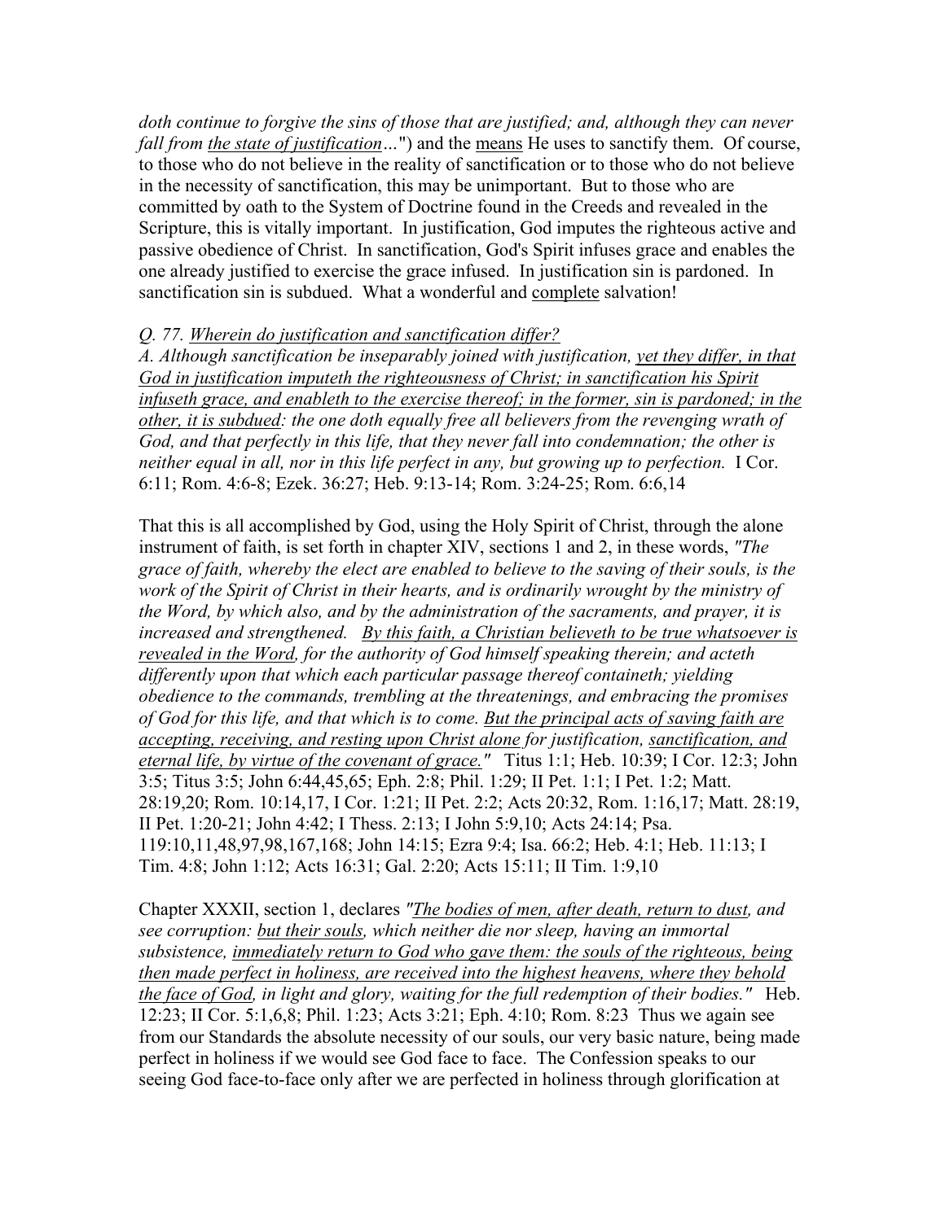*doth continue to forgive the sins of those that are justified; and, although they can never fall from the state of justification…*") and the means He uses to sanctify them. Of course, to those who do not believe in the reality of sanctification or to those who do not believe in the necessity of sanctification, this may be unimportant. But to those who are committed by oath to the System of Doctrine found in the Creeds and revealed in the Scripture, this is vitally important. In justification, God imputes the righteous active and passive obedience of Christ. In sanctification, God's Spirit infuses grace and enables the one already justified to exercise the grace infused. In justification sin is pardoned. In sanctification sin is subdued. What a wonderful and complete salvation!

*Q. 77. Wherein do justification and sanctification differ?*
*A. Although sanctification be inseparably joined with justification, yet they differ, in that God in justification imputeth the righteousness of Christ; in sanctification his Spirit infuseth grace, and enableth to the exercise thereof; in the former, sin is pardoned; in the other, it is subdued: the one doth equally free all believers from the revenging wrath of God, and that perfectly in this life, that they never fall into condemnation; the other is neither equal in all, nor in this life perfect in any, but growing up to perfection.* I Cor. 6:11; Rom. 4:6-8; Ezek. 36:27; Heb. 9:13-14; Rom. 3:24-25; Rom. 6:6,14

That this is all accomplished by God, using the Holy Spirit of Christ, through the alone instrument of faith, is set forth in chapter XIV, sections 1 and 2, in these words, *"The grace of faith, whereby the elect are enabled to believe to the saving of their souls, is the work of the Spirit of Christ in their hearts, and is ordinarily wrought by the ministry of the Word, by which also, and by the administration of the sacraments, and prayer, it is increased and strengthened. By this faith, a Christian believeth to be true whatsoever is revealed in the Word, for the authority of God himself speaking therein; and acteth differently upon that which each particular passage thereof containeth; yielding obedience to the commands, trembling at the threatenings, and embracing the promises of God for this life, and that which is to come. But the principal acts of saving faith are accepting, receiving, and resting upon Christ alone for justification, sanctification, and eternal life, by virtue of the covenant of grace."* Titus 1:1; Heb. 10:39; I Cor. 12:3; John 3:5; Titus 3:5; John 6:44,45,65; Eph. 2:8; Phil. 1:29; II Pet. 1:1; I Pet. 1:2; Matt. 28:19,20; Rom. 10:14,17, I Cor. 1:21; II Pet. 2:2; Acts 20:32, Rom. 1:16,17; Matt. 28:19, II Pet. 1:20-21; John 4:42; I Thess. 2:13; I John 5:9,10; Acts 24:14; Psa. 119:10,11,48,97,98,167,168; John 14:15; Ezra 9:4; Isa. 66:2; Heb. 4:1; Heb. 11:13; I Tim. 4:8; John 1:12; Acts 16:31; Gal. 2:20; Acts 15:11; II Tim. 1:9,10

Chapter XXXII, section 1, declares *"The bodies of men, after death, return to dust, and see corruption: but their souls, which neither die nor sleep, having an immortal subsistence, immediately return to God who gave them: the souls of the righteous, being then made perfect in holiness, are received into the highest heavens, where they behold the face of God, in light and glory, waiting for the full redemption of their bodies."* Heb. 12:23; II Cor. 5:1,6,8; Phil. 1:23; Acts 3:21; Eph. 4:10; Rom. 8:23 Thus we again see from our Standards the absolute necessity of our souls, our very basic nature, being made perfect in holiness if we would see God face to face. The Confession speaks to our seeing God face-to-face only after we are perfected in holiness through glorification at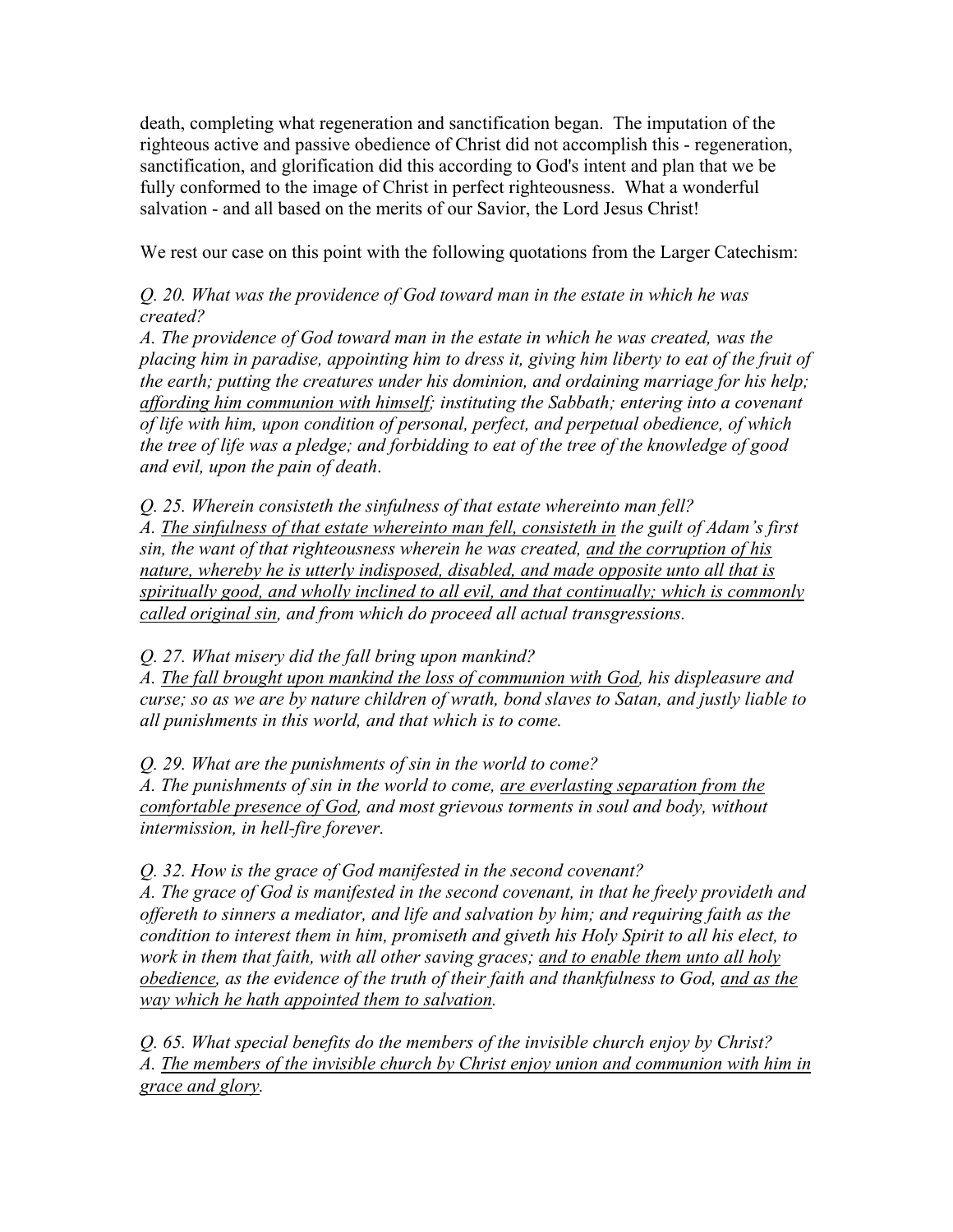death, completing what regeneration and sanctification began. The imputation of the righteous active and passive obedience of Christ did not accomplish this - regeneration, sanctification, and glorification did this according to God's intent and plan that we be fully conformed to the image of Christ in perfect righteousness. What a wonderful salvation - and all based on the merits of our Savior, the Lord Jesus Christ!

We rest our case on this point with the following quotations from the Larger Catechism:

*Q. 20. What was the providence of God toward man in the estate in which he was created?*
*A. The providence of God toward man in the estate in which he was created, was the placing him in paradise, appointing him to dress it, giving him liberty to eat of the fruit of the earth; putting the creatures under his dominion, and ordaining marriage for his help; <u>affording him communion with himself</u>; instituting the Sabbath; entering into a covenant of life with him, upon condition of personal, perfect, and perpetual obedience, of which the tree of life was a pledge; and forbidding to eat of the tree of the knowledge of good and evil, upon the pain of death.*

*Q. 25. Wherein consisteth the sinfulness of that estate whereinto man fell?*
*A. <u>The sinfulness of that estate whereinto man fell, consisteth in</u> the guilt of Adam's first sin, the want of that righteousness wherein he was created, <u>and the corruption of his nature, whereby he is utterly indisposed, disabled, and made opposite unto all that is spiritually good, and wholly inclined to all evil, and that continually; which is commonly called original sin</u>, and from which do proceed all actual transgressions.*

*Q. 27. What misery did the fall bring upon mankind?*
*A. <u>The fall brought upon mankind the loss of communion with God</u>, his displeasure and curse; so as we are by nature children of wrath, bond slaves to Satan, and justly liable to all punishments in this world, and that which is to come.*

*Q. 29. What are the punishments of sin in the world to come?*
*A. The punishments of sin in the world to come, <u>are everlasting separation from the comfortable presence of God</u>, and most grievous torments in soul and body, without intermission, in hell-fire forever.*

*Q. 32. How is the grace of God manifested in the second covenant?*
*A. The grace of God is manifested in the second covenant, in that he freely provideth and offereth to sinners a mediator, and life and salvation by him; and requiring faith as the condition to interest them in him, promiseth and giveth his Holy Spirit to all his elect, to work in them that faith, with all other saving graces; <u>and to enable them unto all holy obedience</u>, as the evidence of the truth of their faith and thankfulness to God, <u>and as the way which he hath appointed them to salvation</u>.*

*Q. 65. What special benefits do the members of the invisible church enjoy by Christ?*
*A. <u>The members of the invisible church by Christ enjoy union and communion with him in grace and glory</u>.*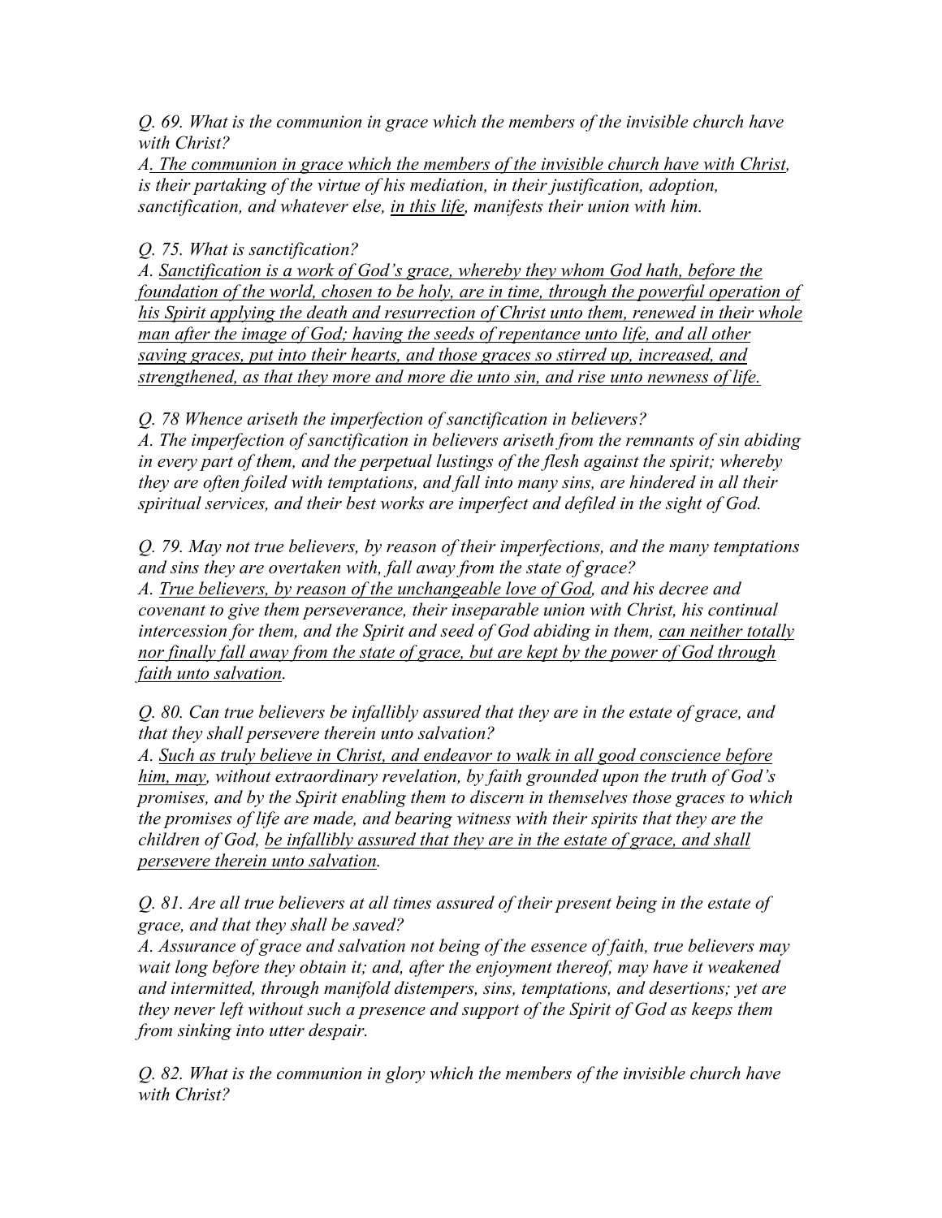*Q. 69. What is the communion in grace which the members of the invisible church have with Christ?*
*A<u>. The communion in grace which the members of the invisible church have with Christ</u>, is their partaking of the virtue of his mediation, in their justification, adoption, sanctification, and whatever else, <u>in this life</u>, manifests their union with him.*

*Q. 75. What is sanctification?*
*A. <u>Sanctification is a work of God's grace, whereby they whom God hath, before the foundation of the world, chosen to be holy, are in time, through the powerful operation of his Spirit applying the death and resurrection of Christ unto them, renewed in their whole man after the image of God; having the seeds of repentance unto life, and all other saving graces, put into their hearts, and those graces so stirred up, increased, and strengthened, as that they more and more die unto sin, and rise unto newness of life.</u>*

*Q. 78 Whence ariseth the imperfection of sanctification in believers?*
*A. The imperfection of sanctification in believers ariseth from the remnants of sin abiding in every part of them, and the perpetual lustings of the flesh against the spirit; whereby they are often foiled with temptations, and fall into many sins, are hindered in all their spiritual services, and their best works are imperfect and defiled in the sight of God.*

*Q. 79. May not true believers, by reason of their imperfections, and the many temptations and sins they are overtaken with, fall away from the state of grace?*
*A. <u>True believers, by reason of the unchangeable love of God</u>, and his decree and covenant to give them perseverance, their inseparable union with Christ, his continual intercession for them, and the Spirit and seed of God abiding in them, <u>can neither totally nor finally fall away from the state of grace, but are kept by the power of God through faith unto salvation</u>.*

*Q. 80. Can true believers be infallibly assured that they are in the estate of grace, and that they shall persevere therein unto salvation?*
*A. <u>Such as truly believe in Christ, and endeavor to walk in all good conscience before him, may</u>, without extraordinary revelation, by faith grounded upon the truth of God's promises, and by the Spirit enabling them to discern in themselves those graces to which the promises of life are made, and bearing witness with their spirits that they are the children of God, <u>be infallibly assured that they are in the estate of grace, and shall persevere therein unto salvation</u>.*

*Q. 81. Are all true believers at all times assured of their present being in the estate of grace, and that they shall be saved?*
*A. Assurance of grace and salvation not being of the essence of faith, true believers may wait long before they obtain it; and, after the enjoyment thereof, may have it weakened and intermitted, through manifold distempers, sins, temptations, and desertions; yet are they never left without such a presence and support of the Spirit of God as keeps them from sinking into utter despair.*

*Q. 82. What is the communion in glory which the members of the invisible church have with Christ?*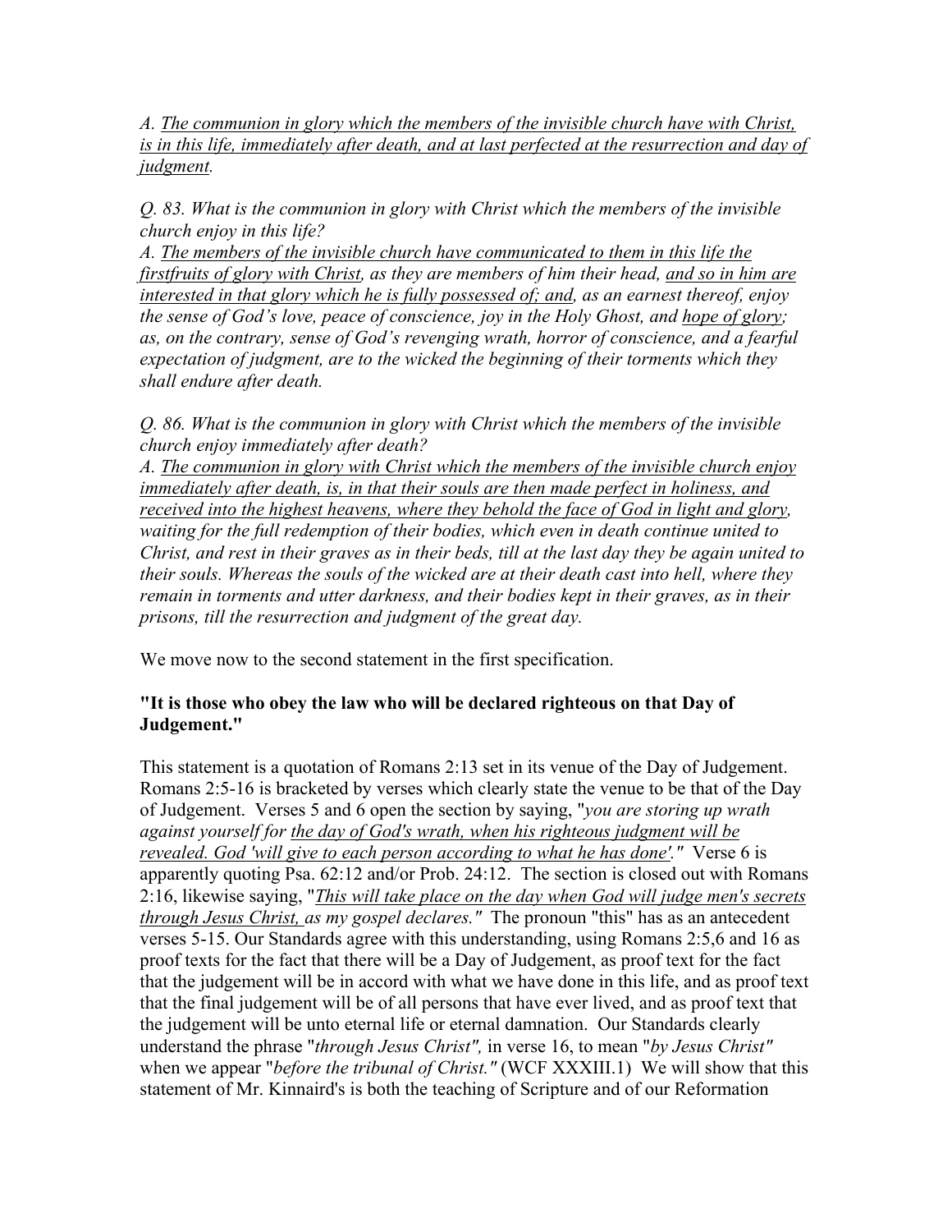*A. <u>The communion in glory which the members of the invisible church have with Christ, is in this life, immediately after death, and at last perfected at the resurrection and day of judgment</u>.*

*Q. 83. What is the communion in glory with Christ which the members of the invisible church enjoy in this life?*
*A. <u>The members of the invisible church have communicated to them in this life the firstfruits of glory with Christ</u>, as they are members of him their head, <u>and so in him are interested in that glory which he is fully possessed of; and</u>, as an earnest thereof, enjoy the sense of God's love, peace of conscience, joy in the Holy Ghost, and <u>hope of glory</u>; as, on the contrary, sense of God's revenging wrath, horror of conscience, and a fearful expectation of judgment, are to the wicked the beginning of their torments which they shall endure after death.*

*Q. 86. What is the communion in glory with Christ which the members of the invisible church enjoy immediately after death?*
*A. <u>The communion in glory with Christ which the members of the invisible church enjoy immediately after death, is, in that their souls are then made perfect in holiness, and received into the highest heavens, where they behold the face of God in light and glory</u>, waiting for the full redemption of their bodies, which even in death continue united to Christ, and rest in their graves as in their beds, till at the last day they be again united to their souls. Whereas the souls of the wicked are at their death cast into hell, where they remain in torments and utter darkness, and their bodies kept in their graves, as in their prisons, till the resurrection and judgment of the great day.*

We move now to the second statement in the first specification.

**"It is those who obey the law who will be declared righteous on that Day of Judgement."**

This statement is a quotation of Romans 2:13 set in its venue of the Day of Judgement. Romans 2:5-16 is bracketed by verses which clearly state the venue to be that of the Day of Judgement. Verses 5 and 6 open the section by saying, "*you are storing up wrath against yourself for <u>the day of God's wrath, when his righteous judgment will be revealed. God 'will give to each person according to what he has done'</u>."* Verse 6 is apparently quoting Psa. 62:12 and/or Prob. 24:12. The section is closed out with Romans 2:16, likewise saying, "*<u>This will take place on the day when God will judge men's secrets through Jesus Christ,</u> as my gospel declares."* The pronoun "this" has as an antecedent verses 5-15. Our Standards agree with this understanding, using Romans 2:5,6 and 16 as proof texts for the fact that there will be a Day of Judgement, as proof text for the fact that the judgement will be in accord with what we have done in this life, and as proof text that the final judgement will be of all persons that have ever lived, and as proof text that the judgement will be unto eternal life or eternal damnation. Our Standards clearly understand the phrase "*through Jesus Christ",* in verse 16, to mean "*by Jesus Christ"* when we appear "*before the tribunal of Christ."* (WCF XXXIII.1) We will show that this statement of Mr. Kinnaird's is both the teaching of Scripture and of our Reformation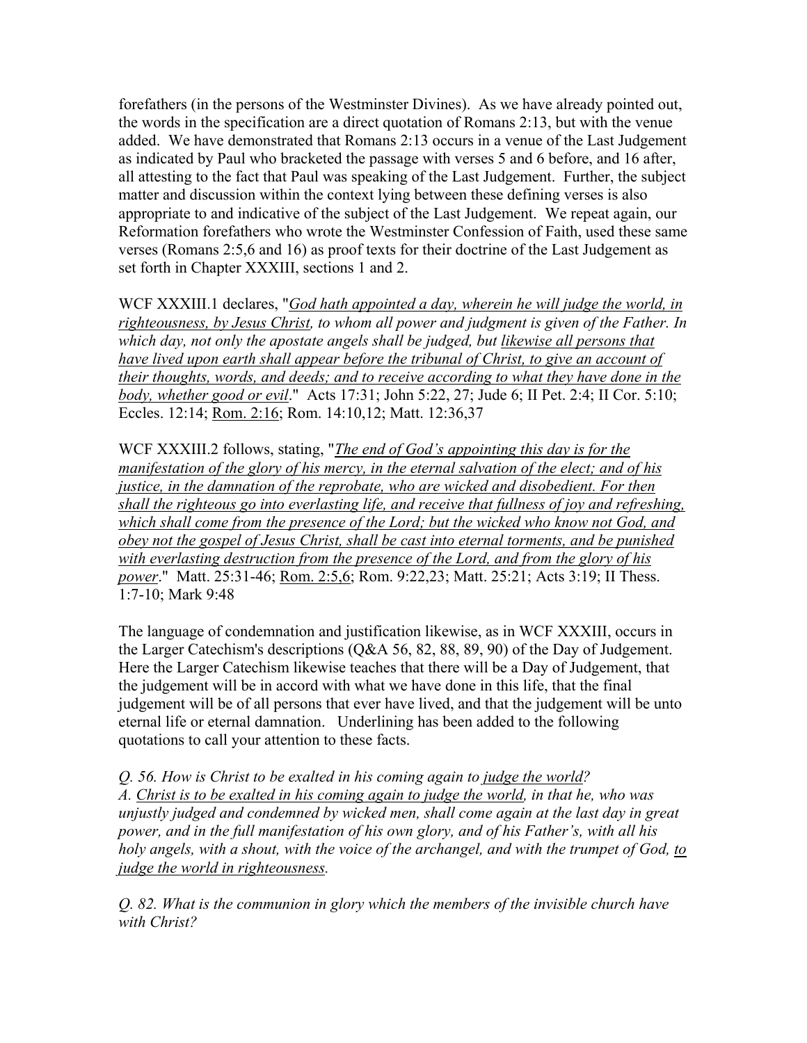forefathers (in the persons of the Westminster Divines). As we have already pointed out, the words in the specification are a direct quotation of Romans 2:13, but with the venue added. We have demonstrated that Romans 2:13 occurs in a venue of the Last Judgement as indicated by Paul who bracketed the passage with verses 5 and 6 before, and 16 after, all attesting to the fact that Paul was speaking of the Last Judgement. Further, the subject matter and discussion within the context lying between these defining verses is also appropriate to and indicative of the subject of the Last Judgement. We repeat again, our Reformation forefathers who wrote the Westminster Confession of Faith, used these same verses (Romans 2:5,6 and 16) as proof texts for their doctrine of the Last Judgement as set forth in Chapter XXXIII, sections 1 and 2.

WCF XXXIII.1 declares, "*<u>God hath appointed a day, wherein he will judge the world, in righteousness, by Jesus Christ,</u> to whom all power and judgment is given of the Father. In which day, not only the apostate angels shall be judged, but <u>likewise all persons that have lived upon earth shall appear before the tribunal of Christ, to give an account of their thoughts, words, and deeds; and to receive according to what they have done in the body, whether good or evil</u>*." Acts 17:31; John 5:22, 27; Jude 6; II Pet. 2:4; II Cor. 5:10; Eccles. 12:14; <u>Rom. 2:16</u>; Rom. 14:10,12; Matt. 12:36,37

WCF XXXIII.2 follows, stating, "*<u>The end of God's appointing this day is for the manifestation of the glory of his mercy, in the eternal salvation of the elect; and of his justice, in the damnation of the reprobate, who are wicked and disobedient. For then shall the righteous go into everlasting life, and receive that fullness of joy and refreshing, which shall come from the presence of the Lord; but the wicked who know not God, and obey not the gospel of Jesus Christ, shall be cast into eternal torments, and be punished with everlasting destruction from the presence of the Lord, and from the glory of his power</u>*." Matt. 25:31-46; <u>Rom. 2:5,6</u>; Rom. 9:22,23; Matt. 25:21; Acts 3:19; II Thess. 1:7-10; Mark 9:48

The language of condemnation and justification likewise, as in WCF XXXIII, occurs in the Larger Catechism's descriptions (Q&A 56, 82, 88, 89, 90) of the Day of Judgement. Here the Larger Catechism likewise teaches that there will be a Day of Judgement, that the judgement will be in accord with what we have done in this life, that the final judgement will be of all persons that ever have lived, and that the judgement will be unto eternal life or eternal damnation. Underlining has been added to the following quotations to call your attention to these facts.

*Q. 56. How is Christ to be exalted in his coming again to <u>judge the world</u>?*
*A. <u>Christ is to be exalted in his coming again to judge the world</u>, in that he, who was unjustly judged and condemned by wicked men, shall come again at the last day in great power, and in the full manifestation of his own glory, and of his Father's, with all his holy angels, with a shout, with the voice of the archangel, and with the trumpet of God, <u>to judge the world in righteousness</u>.*

*Q. 82. What is the communion in glory which the members of the invisible church have with Christ?*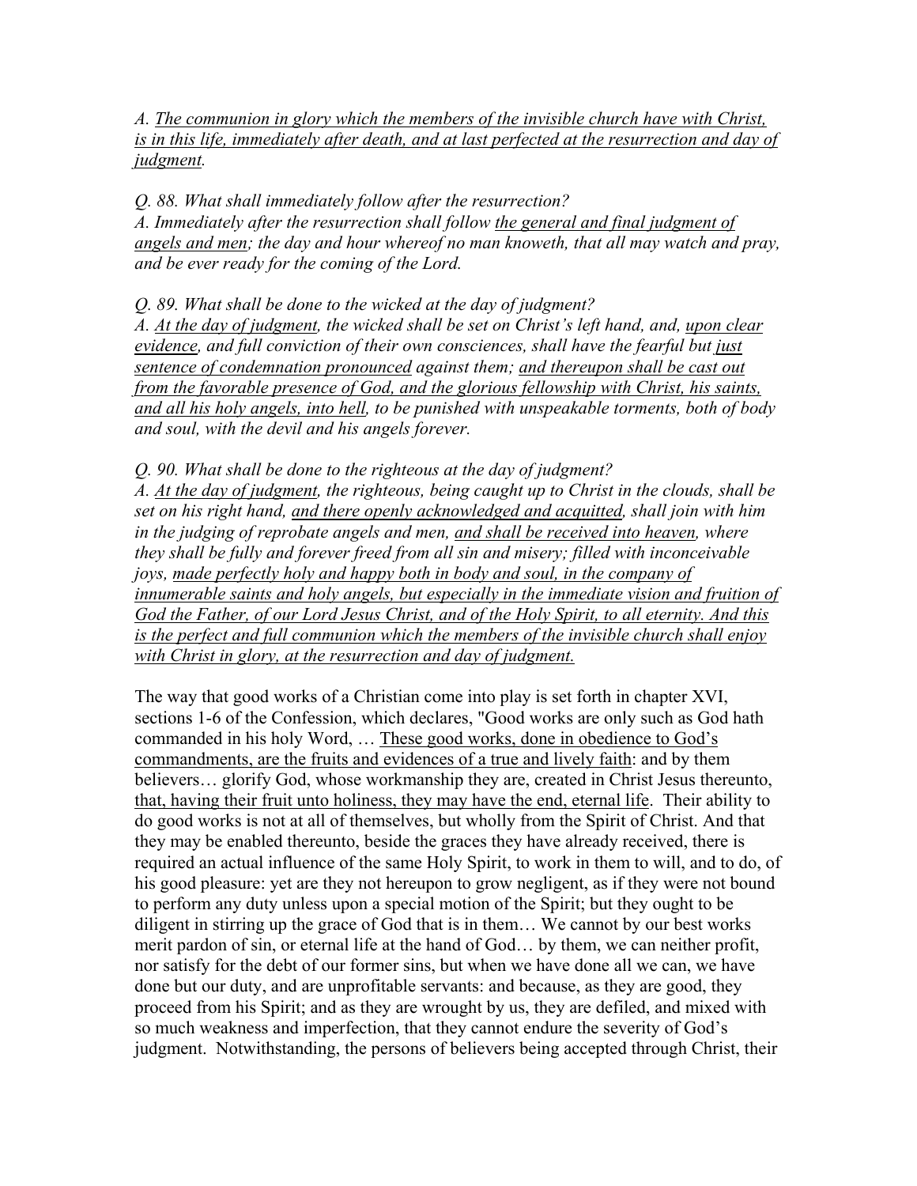*A. <u>The communion in glory which the members of the invisible church have with Christ, is in this life, immediately after death, and at last perfected at the resurrection and day of judgment</u>.*

*Q. 88. What shall immediately follow after the resurrection?*
*A. Immediately after the resurrection shall follow <u>the general and final judgment of angels and men</u>; the day and hour whereof no man knoweth, that all may watch and pray, and be ever ready for the coming of the Lord.*

*Q. 89. What shall be done to the wicked at the day of judgment?*
*A. <u>At the day of judgment</u>, the wicked shall be set on Christ's left hand, and, <u>upon clear evidence</u>, and full conviction of their own consciences, shall have the fearful but <u>just sentence of condemnation pronounced</u> against them; <u>and thereupon shall be cast out from the favorable presence of God, and the glorious fellowship with Christ, his saints, and all his holy angels, into hell</u>, to be punished with unspeakable torments, both of body and soul, with the devil and his angels forever.*

*Q. 90. What shall be done to the righteous at the day of judgment?*
*A. <u>At the day of judgment</u>, the righteous, being caught up to Christ in the clouds, shall be set on his right hand, <u>and there openly acknowledged and acquitted</u>, shall join with him in the judging of reprobate angels and men, <u>and shall be received into heaven</u>, where they shall be fully and forever freed from all sin and misery; filled with inconceivable joys, <u>made perfectly holy and happy both in body and soul, in the company of innumerable saints and holy angels, but especially in the immediate vision and fruition of God the Father, of our Lord Jesus Christ, and of the Holy Spirit, to all eternity. And this is the perfect and full communion which the members of the invisible church shall enjoy with Christ in glory, at the resurrection and day of judgment.</u>*

The way that good works of a Christian come into play is set forth in chapter XVI, sections 1-6 of the Confession, which declares, "Good works are only such as God hath commanded in his holy Word, … <u>These good works, done in obedience to God's commandments, are the fruits and evidences of a true and lively faith</u>: and by them believers… glorify God, whose workmanship they are, created in Christ Jesus thereunto, <u>that, having their fruit unto holiness, they may have the end, eternal life</u>. Their ability to do good works is not at all of themselves, but wholly from the Spirit of Christ. And that they may be enabled thereunto, beside the graces they have already received, there is required an actual influence of the same Holy Spirit, to work in them to will, and to do, of his good pleasure: yet are they not hereupon to grow negligent, as if they were not bound to perform any duty unless upon a special motion of the Spirit; but they ought to be diligent in stirring up the grace of God that is in them… We cannot by our best works merit pardon of sin, or eternal life at the hand of God… by them, we can neither profit, nor satisfy for the debt of our former sins, but when we have done all we can, we have done but our duty, and are unprofitable servants: and because, as they are good, they proceed from his Spirit; and as they are wrought by us, they are defiled, and mixed with so much weakness and imperfection, that they cannot endure the severity of God's judgment. Notwithstanding, the persons of believers being accepted through Christ, their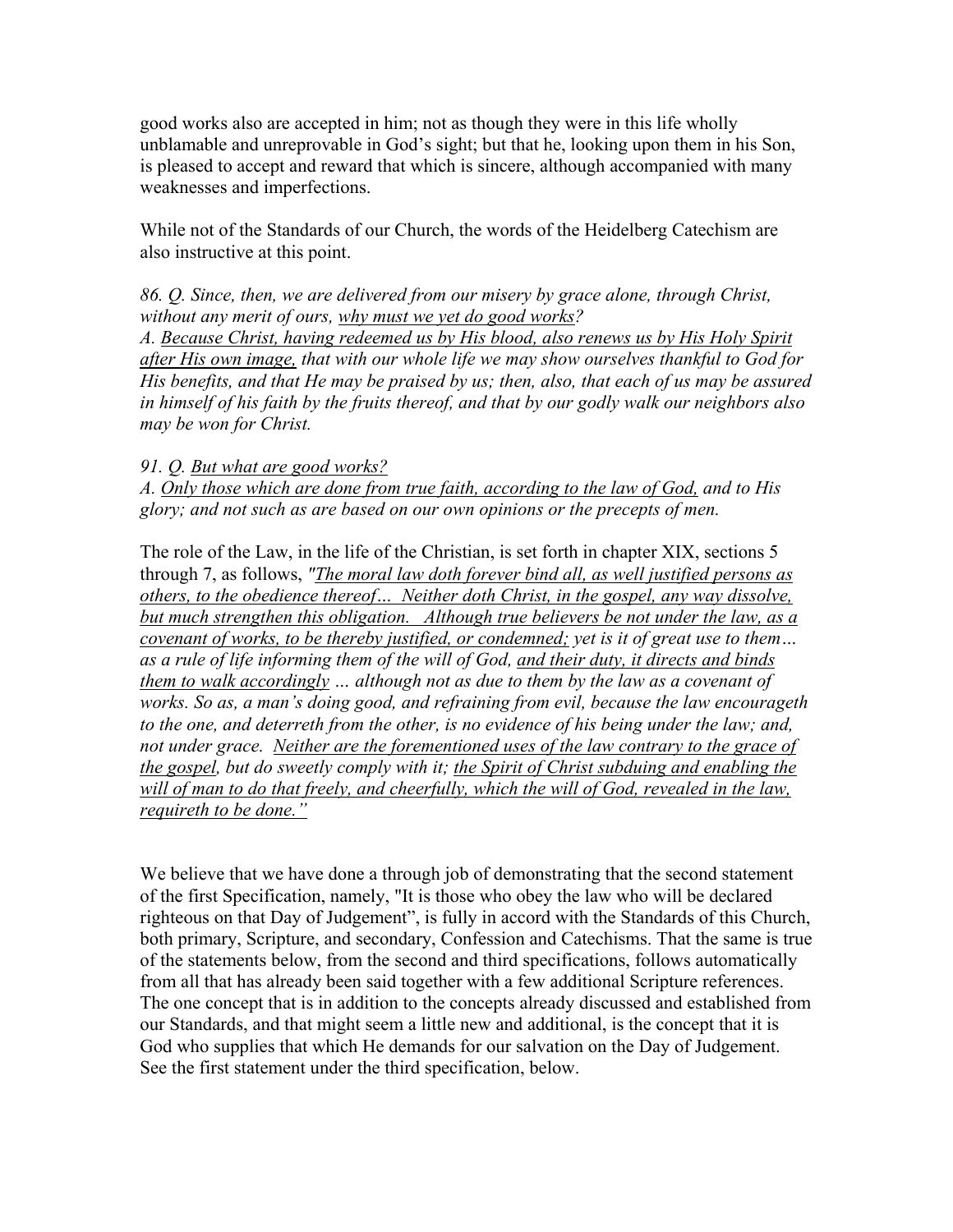good works also are accepted in him; not as though they were in this life wholly unblamable and unreprovable in God's sight; but that he, looking upon them in his Son, is pleased to accept and reward that which is sincere, although accompanied with many weaknesses and imperfections.

While not of the Standards of our Church, the words of the Heidelberg Catechism are also instructive at this point.

*86. Q. Since, then, we are delivered from our misery by grace alone, through Christ, without any merit of ours, <u>why must we yet do good works</u>?*
*A. <u>Because Christ, having redeemed us by His blood, also renews us by His Holy Spirit after His own image,</u> that with our whole life we may show ourselves thankful to God for His benefits, and that He may be praised by us; then, also, that each of us may be assured in himself of his faith by the fruits thereof, and that by our godly walk our neighbors also may be won for Christ.*

*91. Q. <u>But what are good works?</u>*
*A. <u>Only those which are done from true faith, according to the law of God,</u> and to His glory; and not such as are based on our own opinions or the precepts of men.*

The role of the Law, in the life of the Christian, is set forth in chapter XIX, sections 5 through 7, as follows, *"<u>The moral law doth forever bind all, as well justified persons as others, to the obedience thereof… Neither doth Christ, in the gospel, any way dissolve, but much strengthen this obligation. Although true believers be not under the law, as a covenant of works, to be thereby justified, or condemned;</u> yet is it of great use to them… as a rule of life informing them of the will of God, <u>and their duty, it directs and binds them to walk accordingly</u> … although not as due to them by the law as a covenant of works. So as, a man's doing good, and refraining from evil, because the law encourageth to the one, and deterreth from the other, is no evidence of his being under the law; and, not under grace. <u>Neither are the forementioned uses of the law contrary to the grace of the gospel,</u> but do sweetly comply with it; <u>the Spirit of Christ subduing and enabling the will of man to do that freely, and cheerfully, which the will of God, revealed in the law, requireth to be done."</u>*

We believe that we have done a through job of demonstrating that the second statement of the first Specification, namely, "It is those who obey the law who will be declared righteous on that Day of Judgement", is fully in accord with the Standards of this Church, both primary, Scripture, and secondary, Confession and Catechisms. That the same is true of the statements below, from the second and third specifications, follows automatically from all that has already been said together with a few additional Scripture references. The one concept that is in addition to the concepts already discussed and established from our Standards, and that might seem a little new and additional, is the concept that it is God who supplies that which He demands for our salvation on the Day of Judgement. See the first statement under the third specification, below.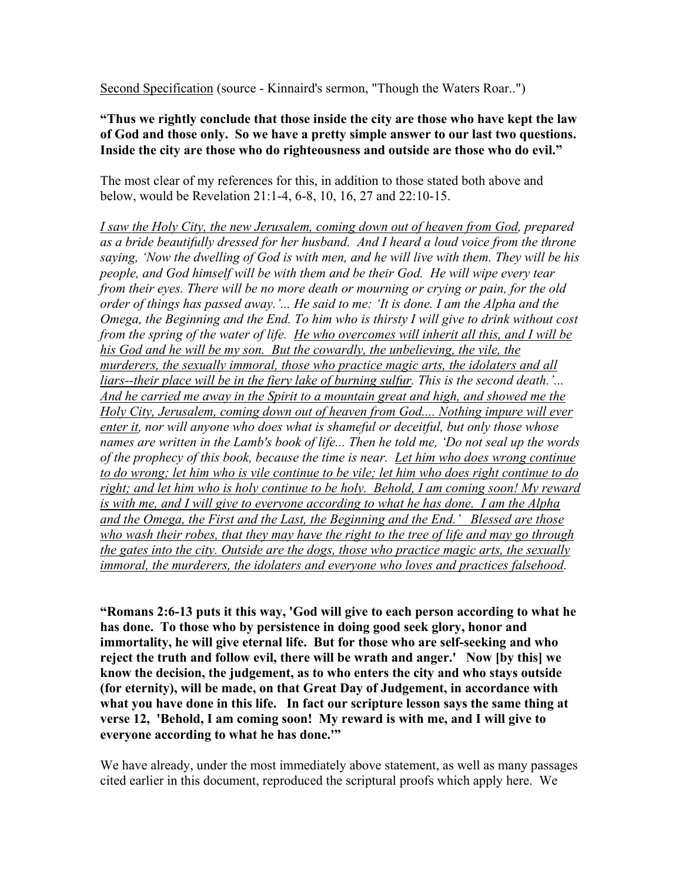<u>Second Specification</u> (source - Kinnaird's sermon, "Though the Waters Roar..")

**"Thus we rightly conclude that those inside the city are those who have kept the law of God and those only. So we have a pretty simple answer to our last two questions. Inside the city are those who do righteousness and outside are those who do evil."**

The most clear of my references for this, in addition to those stated both above and below, would be Revelation 21:1-4, 6-8, 10, 16, 27 and 22:10-15.

*<u>I saw the Holy City, the new Jerusalem, coming down out of heaven from God</u>, prepared as a bride beautifully dressed for her husband. And I heard a loud voice from the throne saying, 'Now the dwelling of God is with men, and he will live with them. They will be his people, and God himself will be with them and be their God. He will wipe every tear from their eyes. There will be no more death or mourning or crying or pain, for the old order of things has passed away.'... He said to me: 'It is done. I am the Alpha and the Omega, the Beginning and the End. To him who is thirsty I will give to drink without cost from the spring of the water of life. <u>He who overcomes will inherit all this, and I will be his God and he will be my son. But the cowardly, the unbelieving, the vile, the murderers, the sexually immoral, those who practice magic arts, the idolaters and all liars--their place will be in the fiery lake of burning sulfur</u>. This is the second death.'... <u>And he carried me away in the Spirit to a mountain great and high, and showed me the Holy City, Jerusalem, coming down out of heaven from God.... Nothing impure will ever enter it</u>, nor will anyone who does what is shameful or deceitful, but only those whose names are written in the Lamb's book of life... Then he told me, 'Do not seal up the words of the prophecy of this book, because the time is near. <u>Let him who does wrong continue to do wrong; let him who is vile continue to be vile; let him who does right continue to do right; and let him who is holy continue to be holy. Behold, I am coming soon! My reward is with me, and I will give to everyone according to what he has done. I am the Alpha and the Omega, the First and the Last, the Beginning and the End.' Blessed are those who wash their robes, that they may have the right to the tree of life and may go through the gates into the city. Outside are the dogs, those who practice magic arts, the sexually immoral, the murderers, the idolaters and everyone who loves and practices falsehood</u>.*

**"Romans 2:6-13 puts it this way, 'God will give to each person according to what he has done. To those who by persistence in doing good seek glory, honor and immortality, he will give eternal life. But for those who are self-seeking and who reject the truth and follow evil, there will be wrath and anger.' Now [by this] we know the decision, the judgement, as to who enters the city and who stays outside (for eternity), will be made, on that Great Day of Judgement, in accordance with what you have done in this life. In fact our scripture lesson says the same thing at verse 12, 'Behold, I am coming soon! My reward is with me, and I will give to everyone according to what he has done.'"**

We have already, under the most immediately above statement, as well as many passages cited earlier in this document, reproduced the scriptural proofs which apply here. We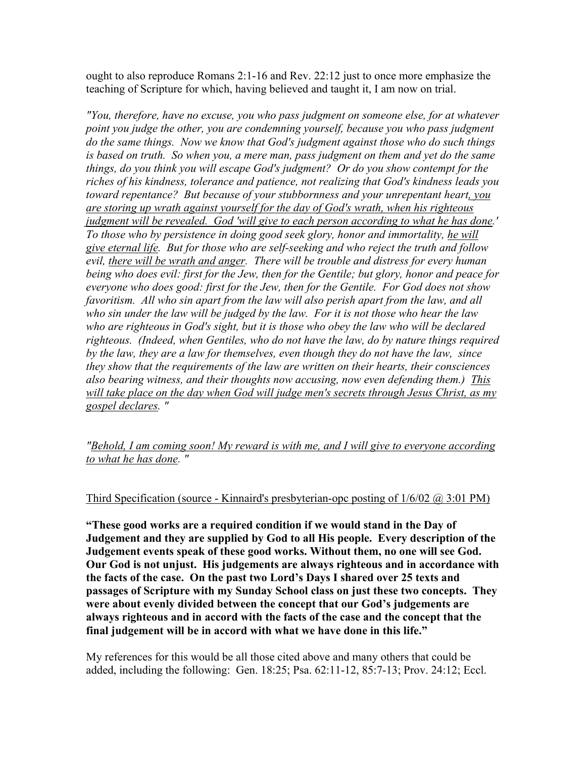ought to also reproduce Romans 2:1-16 and Rev. 22:12 just to once more emphasize the teaching of Scripture for which, having believed and taught it, I am now on trial.

*"You, therefore, have no excuse, you who pass judgment on someone else, for at whatever point you judge the other, you are condemning yourself, because you who pass judgment do the same things. Now we know that God's judgment against those who do such things is based on truth. So when you, a mere man, pass judgment on them and yet do the same things, do you think you will escape God's judgment? Or do you show contempt for the riches of his kindness, tolerance and patience, not realizing that God's kindness leads you toward repentance? But because of your stubbornness and your unrepentant heart, <u>you are storing up wrath against yourself for the day of God's wrath, when his righteous judgment will be revealed. God 'will give to each person according to what he has done</u>.' To those who by persistence in doing good seek glory, honor and immortality, <u>he will give eternal life</u>. But for those who are self-seeking and who reject the truth and follow evil, <u>there will be wrath and anger</u>. There will be trouble and distress for every human being who does evil: first for the Jew, then for the Gentile; but glory, honor and peace for everyone who does good: first for the Jew, then for the Gentile. For God does not show favoritism. All who sin apart from the law will also perish apart from the law, and all who sin under the law will be judged by the law. For it is not those who hear the law who are righteous in God's sight, but it is those who obey the law who will be declared righteous. (Indeed, when Gentiles, who do not have the law, do by nature things required by the law, they are a law for themselves, even though they do not have the law, since they show that the requirements of the law are written on their hearts, their consciences also bearing witness, and their thoughts now accusing, now even defending them.) <u>This will take place on the day when God will judge men's secrets through Jesus Christ, as my gospel declares</u>. "*

*"<u>Behold, I am coming soon! My reward is with me, and I will give to everyone according to what he has done</u>. "*

<u>Third Specification (source - Kinnaird's presbyterian-opc posting of 1/6/02 @ 3:01 PM)</u>

**"These good works are a required condition if we would stand in the Day of Judgement and they are supplied by God to all His people. Every description of the Judgement events speak of these good works. Without them, no one will see God. Our God is not unjust. His judgements are always righteous and in accordance with the facts of the case. On the past two Lord's Days I shared over 25 texts and passages of Scripture with my Sunday School class on just these two concepts. They were about evenly divided between the concept that our God's judgements are always righteous and in accord with the facts of the case and the concept that the final judgement will be in accord with what we have done in this life."**

My references for this would be all those cited above and many others that could be added, including the following: Gen. 18:25; Psa. 62:11-12, 85:7-13; Prov. 24:12; Eccl.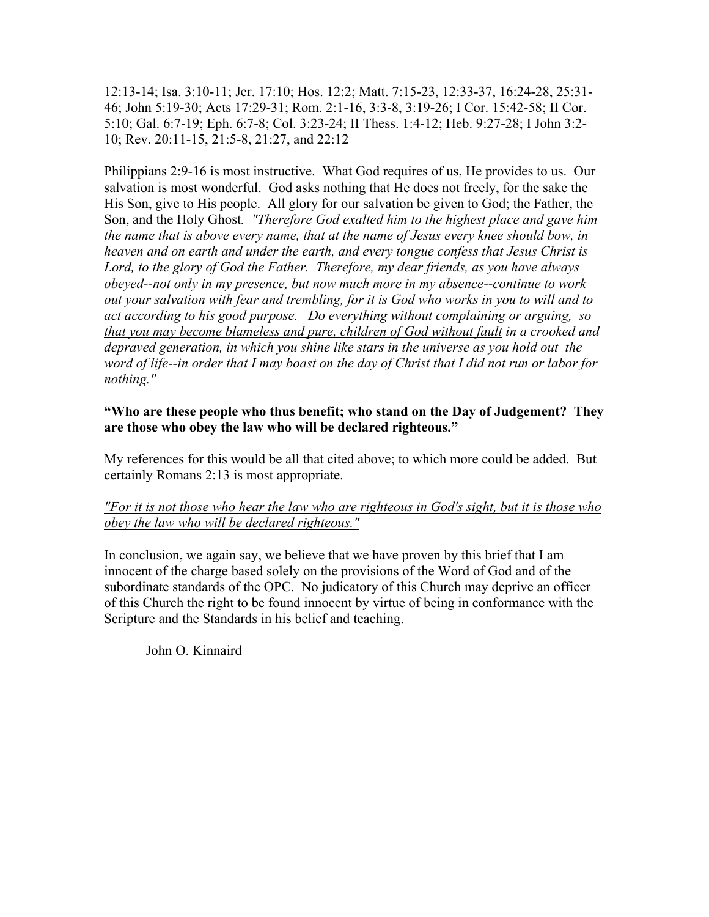12:13-14; Isa. 3:10-11; Jer. 17:10; Hos. 12:2; Matt. 7:15-23, 12:33-37, 16:24-28, 25:31-46; John 5:19-30; Acts 17:29-31; Rom. 2:1-16, 3:3-8, 3:19-26; I Cor. 15:42-58; II Cor. 5:10; Gal. 6:7-19; Eph. 6:7-8; Col. 3:23-24; II Thess. 1:4-12; Heb. 9:27-28; I John 3:2-10; Rev. 20:11-15, 21:5-8, 21:27, and 22:12

Philippians 2:9-16 is most instructive. What God requires of us, He provides to us. Our salvation is most wonderful. God asks nothing that He does not freely, for the sake the His Son, give to His people. All glory for our salvation be given to God; the Father, the Son, and the Holy Ghost. *"Therefore God exalted him to the highest place and gave him the name that is above every name, that at the name of Jesus every knee should bow, in heaven and on earth and under the earth, and every tongue confess that Jesus Christ is Lord, to the glory of God the Father. Therefore, my dear friends, as you have always obeyed--not only in my presence, but now much more in my absence--<u>continue to work out your salvation with fear and trembling, for it is God who works in you to will and to act according to his good purpose</u>. Do everything without complaining or arguing, <u>so that you may become blameless and pure, children of God without fault</u> in a crooked and depraved generation, in which you shine like stars in the universe as you hold out the word of life--in order that I may boast on the day of Christ that I did not run or labor for nothing."*

**"Who are these people who thus benefit; who stand on the Day of Judgement? They are those who obey the law who will be declared righteous."**

My references for this would be all that cited above; to which more could be added. But certainly Romans 2:13 is most appropriate.

*<u>"For it is not those who hear the law who are righteous in God's sight, but it is those who obey the law who will be declared righteous."</u>*

In conclusion, we again say, we believe that we have proven by this brief that I am innocent of the charge based solely on the provisions of the Word of God and of the subordinate standards of the OPC. No judicatory of this Church may deprive an officer of this Church the right to be found innocent by virtue of being in conformance with the Scripture and the Standards in his belief and teaching.

John O. Kinnaird